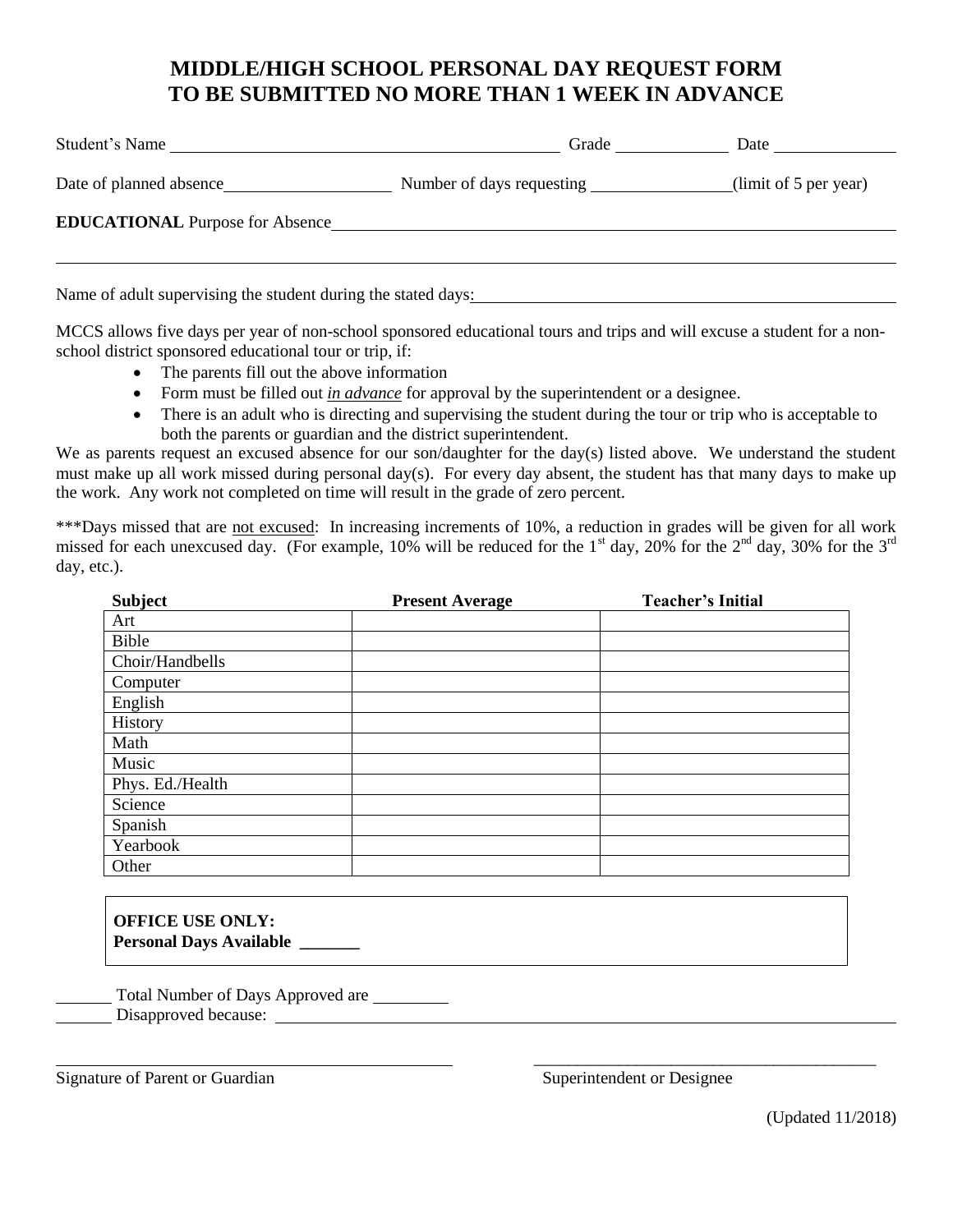# MIDDLE/HIGH SCHOOL PERSONAL DAY REQUEST FORM
# TO BE SUBMITTED NO MORE THAN 1 WEEK IN ADVANCE

Student's Name ______________________________ Grade ____________ Date ______________

Date of planned absence __________________ Number of days requesting ______________ (limit of 5 per year)

**EDUCATIONAL** Purpose for Absence ____________________________________________

______________________________________________________________________________

Name of adult supervising the student during the stated days: ______________________________

MCCS allows five days per year of non-school sponsored educational tours and trips and will excuse a student for a non-school district sponsored educational tour or trip, if:

- The parents fill out the above information
- Form must be filled out ***in advance*** for approval by the superintendent or a designee.
- There is an adult who is directing and supervising the student during the tour or trip who is acceptable to both the parents or guardian and the district superintendent.

We as parents request an excused absence for our son/daughter for the day(s) listed above. We understand the student must make up all work missed during personal day(s). For every day absent, the student has that many days to make up the work. Any work not completed on time will result in the grade of zero percent.

***Days missed that are not excused: In increasing increments of 10%, a reduction in grades will be given for all work missed for each unexcused day. (For example, 10% will be reduced for the 1st day, 20% for the 2nd day, 30% for the 3rd day, etc.).

| Subject | Present Average | Teacher's Initial |
|---|---|---|
| Art | | |
| Bible | | |
| Choir/Handbells | | |
| Computer | | |
| English | | |
| History | | |
| Math | | |
| Music | | |
| Phys. Ed./Health | | |
| Science | | |
| Spanish | | |
| Yearbook | | |
| Other | | |

**OFFICE USE ONLY:**
**Personal Days Available _______**

_______ Total Number of Days Approved are _________
_______ Disapproved because: ______________________________________________

______________________________ &nbsp;&nbsp;&nbsp;&nbsp; ______________________________
Signature of Parent or Guardian &nbsp;&nbsp;&nbsp;&nbsp; Superintendent or Designee

(Updated 11/2018)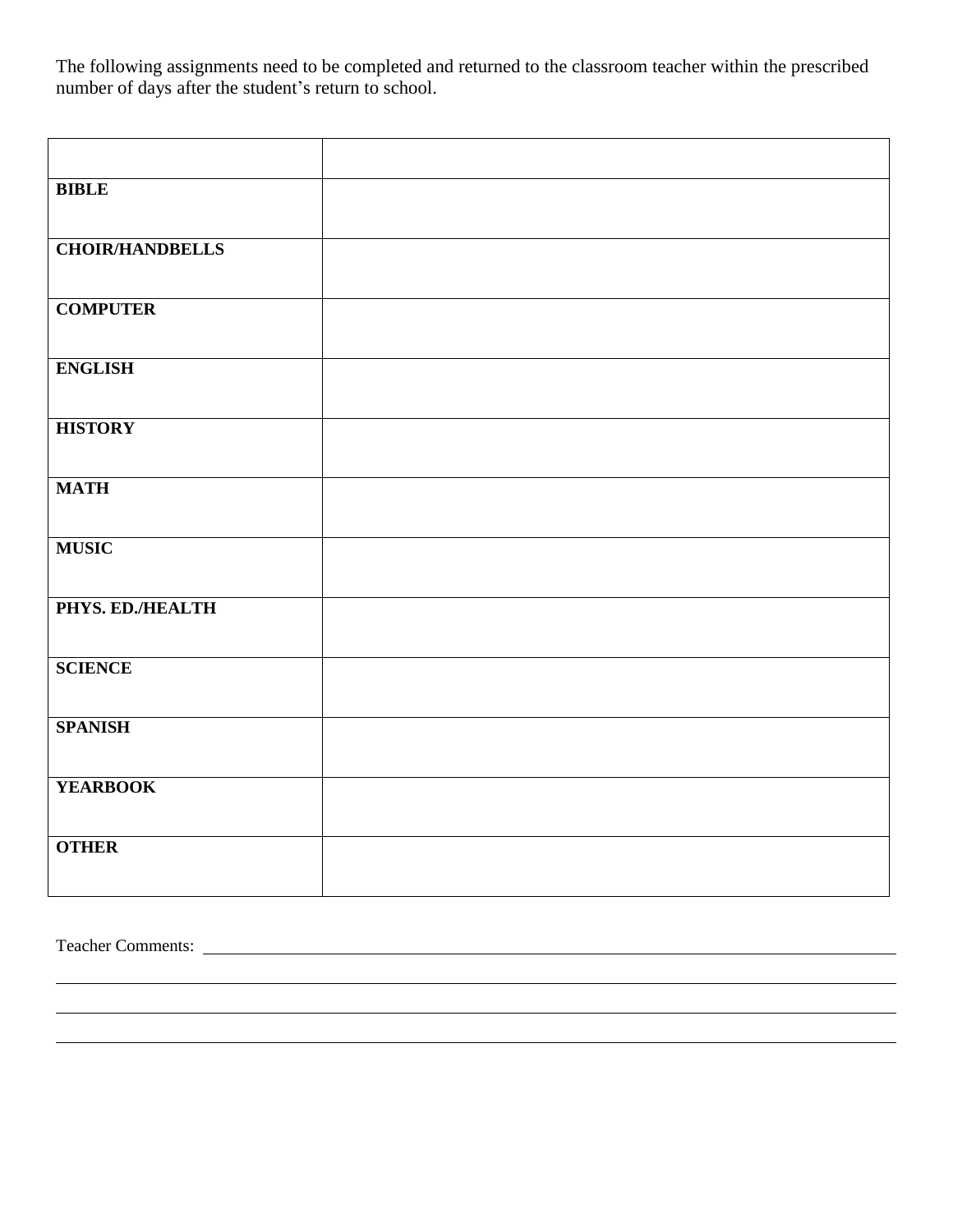The following assignments need to be completed and returned to the classroom teacher within the prescribed number of days after the student's return to school.

| | |
|---|---|
| **BIBLE** | |
| **CHOIR/HANDBELLS** | |
| **COMPUTER** | |
| **ENGLISH** | |
| **HISTORY** | |
| **MATH** | |
| **MUSIC** | |
| **PHYS. ED./HEALTH** | |
| **SCIENCE** | |
| **SPANISH** | |
| **YEARBOOK** | |
| **OTHER** | |

Teacher Comments: \_\_\_\_\_\_\_\_\_\_\_\_\_\_\_\_\_\_\_\_\_\_\_\_\_\_\_\_\_\_\_\_\_\_\_\_\_\_\_\_\_\_\_\_\_\_\_\_\_\_\_\_\_\_\_\_\_\_\_\_\_\_\_\_

\_\_\_\_\_\_\_\_\_\_\_\_\_\_\_\_\_\_\_\_\_\_\_\_\_\_\_\_\_\_\_\_\_\_\_\_\_\_\_\_\_\_\_\_\_\_\_\_\_\_\_\_\_\_\_\_\_\_\_\_\_\_\_\_\_\_\_\_\_\_\_\_\_\_\_\_\_\_\_\_

\_\_\_\_\_\_\_\_\_\_\_\_\_\_\_\_\_\_\_\_\_\_\_\_\_\_\_\_\_\_\_\_\_\_\_\_\_\_\_\_\_\_\_\_\_\_\_\_\_\_\_\_\_\_\_\_\_\_\_\_\_\_\_\_\_\_\_\_\_\_\_\_\_\_\_\_\_\_\_\_

\_\_\_\_\_\_\_\_\_\_\_\_\_\_\_\_\_\_\_\_\_\_\_\_\_\_\_\_\_\_\_\_\_\_\_\_\_\_\_\_\_\_\_\_\_\_\_\_\_\_\_\_\_\_\_\_\_\_\_\_\_\_\_\_\_\_\_\_\_\_\_\_\_\_\_\_\_\_\_\_